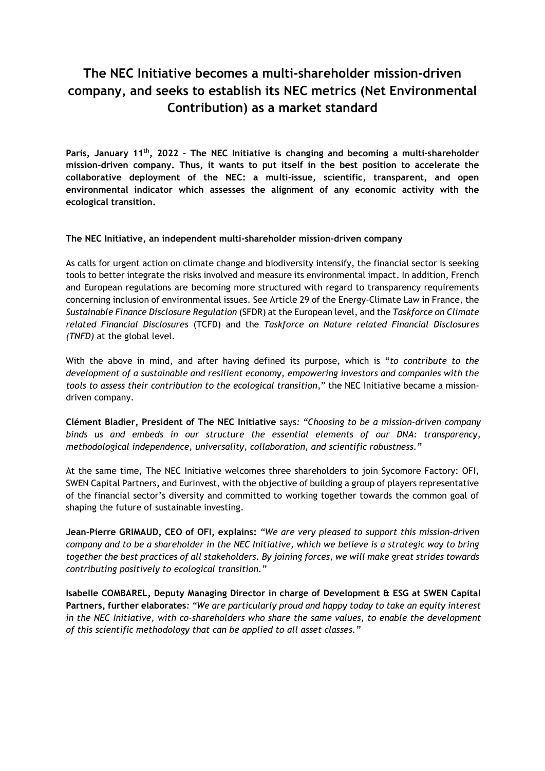# The NEC Initiative becomes a multi-shareholder mission-driven company, and seeks to establish its NEC metrics (Net Environmental Contribution) as a market standard

**Paris, January 11th, 2022 - The NEC Initiative is changing and becoming a multi-shareholder mission-driven company. Thus, it wants to put itself in the best position to accelerate the collaborative deployment of the NEC: a multi-issue, scientific, transparent, and open environmental indicator which assesses the alignment of any economic activity with the ecological transition.**

**The NEC Initiative, an independent multi-shareholder mission-driven company**

As calls for urgent action on climate change and biodiversity intensify, the financial sector is seeking tools to better integrate the risks involved and measure its environmental impact. In addition, French and European regulations are becoming more structured with regard to transparency requirements concerning inclusion of environmental issues. See Article 29 of the Energy-Climate Law in France, the *Sustainable Finance Disclosure Regulation* (SFDR) at the European level, and the *Taskforce on Climate related Financial Disclosures* (TCFD) and the *Taskforce on Nature related Financial Disclosures (TNFD)* at the global level.

With the above in mind, and after having defined its purpose, which is "*to contribute to the development of a sustainable and resilient economy, empowering investors and companies with the tools to assess their contribution to the ecological transition*," the NEC Initiative became a mission-driven company.

**Clément Bladier, President of The NEC Initiative** says: *"Choosing to be a mission-driven company binds us and embeds in our structure the essential elements of our DNA: transparency, methodological independence, universality, collaboration, and scientific robustness."*

At the same time, The NEC Initiative welcomes three shareholders to join Sycomore Factory: OFI, SWEN Capital Partners, and Eurinvest, with the objective of building a group of players representative of the financial sector's diversity and committed to working together towards the common goal of shaping the future of sustainable investing.

**Jean-Pierre GRIMAUD, CEO of OFI, explains:** *"We are very pleased to support this mission-driven company and to be a shareholder in the NEC Initiative, which we believe is a strategic way to bring together the best practices of all stakeholders. By joining forces, we will make great strides towards contributing positively to ecological transition."*

**Isabelle COMBAREL, Deputy Managing Director in charge of Development & ESG at SWEN Capital Partners, further elaborates**: *"We are particularly proud and happy today to take an equity interest in the NEC Initiative, with co-shareholders who share the same values, to enable the development of this scientific methodology that can be applied to all asset classes."*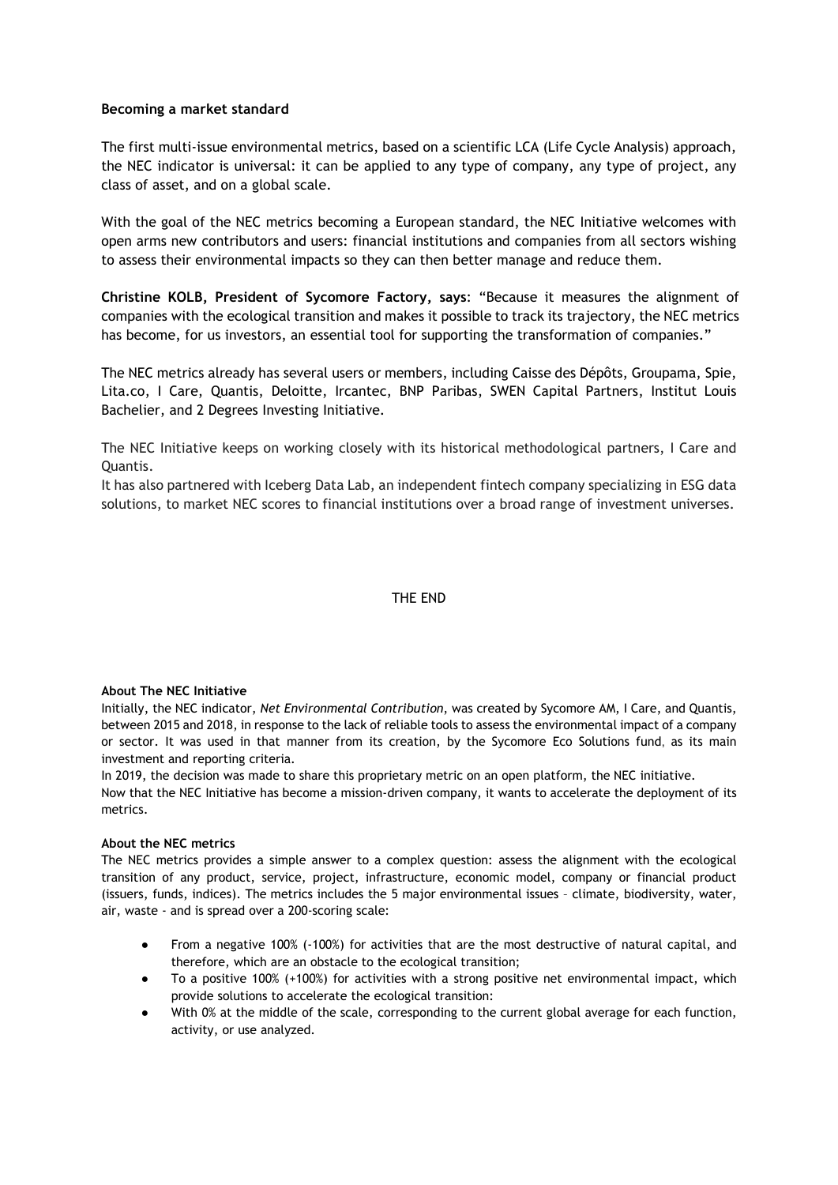**Becoming a market standard**

The first multi-issue environmental metrics, based on a scientific LCA (Life Cycle Analysis) approach, the NEC indicator is universal: it can be applied to any type of company, any type of project, any class of asset, and on a global scale.

With the goal of the NEC metrics becoming a European standard, the NEC Initiative welcomes with open arms new contributors and users: financial institutions and companies from all sectors wishing to assess their environmental impacts so they can then better manage and reduce them.

**Christine KOLB, President of Sycomore Factory, says**: "Because it measures the alignment of companies with the ecological transition and makes it possible to track its trajectory, the NEC metrics has become, for us investors, an essential tool for supporting the transformation of companies."

The NEC metrics already has several users or members, including Caisse des Dépôts, Groupama, Spie, Lita.co, I Care, Quantis, Deloitte, Ircantec, BNP Paribas, SWEN Capital Partners, Institut Louis Bachelier, and 2 Degrees Investing Initiative.

The NEC Initiative keeps on working closely with its historical methodological partners, I Care and Quantis.
It has also partnered with Iceberg Data Lab, an independent fintech company specializing in ESG data solutions, to market NEC scores to financial institutions over a broad range of investment universes.

THE END

**About The NEC Initiative**

Initially, the NEC indicator, *Net Environmental Contribution*, was created by Sycomore AM, I Care, and Quantis, between 2015 and 2018, in response to the lack of reliable tools to assess the environmental impact of a company or sector. It was used in that manner from its creation, by the Sycomore Eco Solutions fund, as its main investment and reporting criteria.
In 2019, the decision was made to share this proprietary metric on an open platform, the NEC initiative.
Now that the NEC Initiative has become a mission-driven company, it wants to accelerate the deployment of its metrics.

**About the NEC metrics**

The NEC metrics provides a simple answer to a complex question: assess the alignment with the ecological transition of any product, service, project, infrastructure, economic model, company or financial product (issuers, funds, indices). The metrics includes the 5 major environmental issues – climate, biodiversity, water, air, waste - and is spread over a 200-scoring scale:

- From a negative 100% (-100%) for activities that are the most destructive of natural capital, and therefore, which are an obstacle to the ecological transition;
- To a positive 100% (+100%) for activities with a strong positive net environmental impact, which provide solutions to accelerate the ecological transition:
- With 0% at the middle of the scale, corresponding to the current global average for each function, activity, or use analyzed.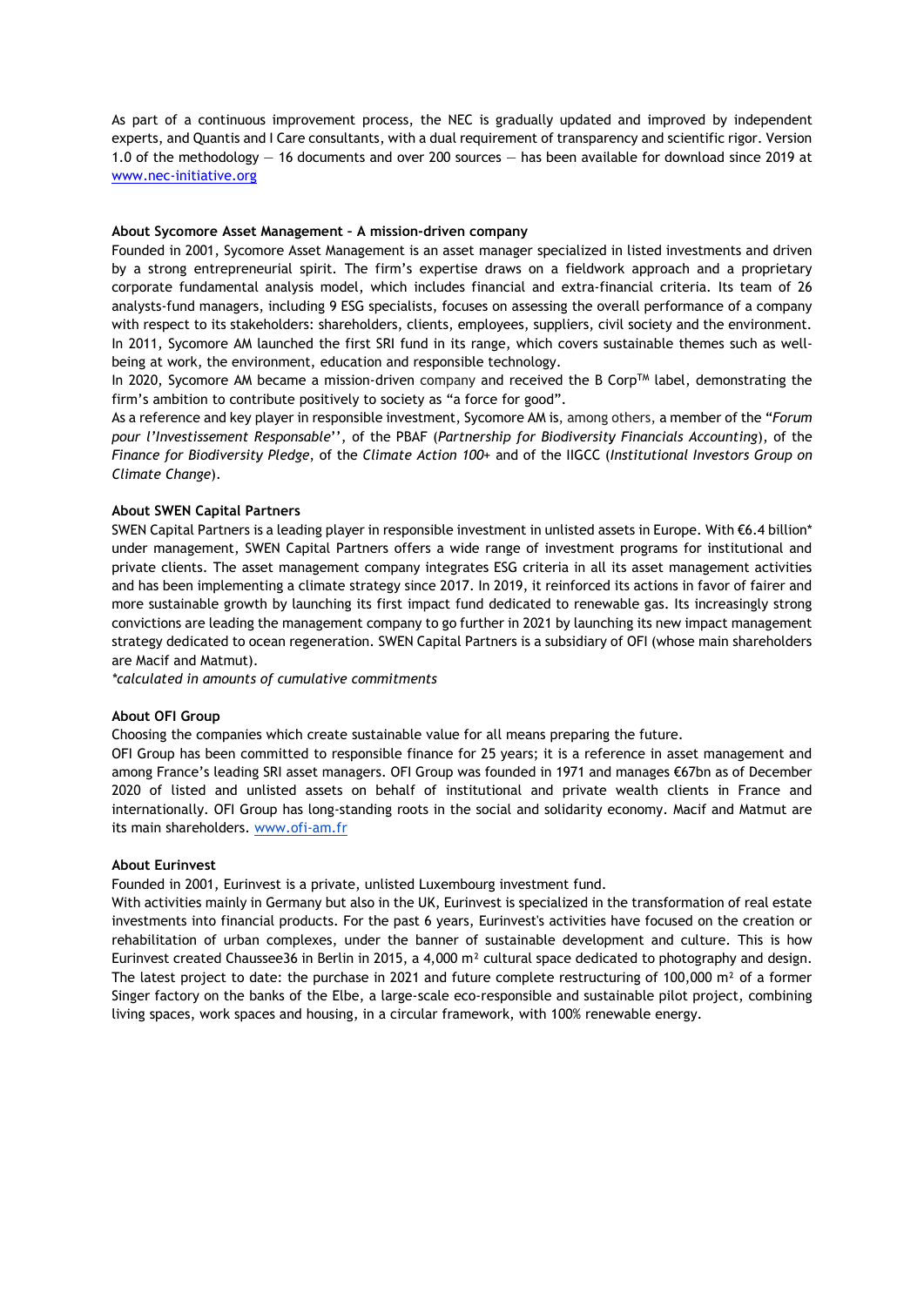As part of a continuous improvement process, the NEC is gradually updated and improved by independent experts, and Quantis and I Care consultants, with a dual requirement of transparency and scientific rigor. Version 1.0 of the methodology — 16 documents and over 200 sources — has been available for download since 2019 at [www.nec-initiative.org](http://www.nec-initiative.org)

**About Sycomore Asset Management – A mission-driven company**

Founded in 2001, Sycomore Asset Management is an asset manager specialized in listed investments and driven by a strong entrepreneurial spirit. The firm's expertise draws on a fieldwork approach and a proprietary corporate fundamental analysis model, which includes financial and extra-financial criteria. Its team of 26 analysts-fund managers, including 9 ESG specialists, focuses on assessing the overall performance of a company with respect to its stakeholders: shareholders, clients, employees, suppliers, civil society and the environment. In 2011, Sycomore AM launched the first SRI fund in its range, which covers sustainable themes such as well-being at work, the environment, education and responsible technology.

In 2020, Sycomore AM became a mission-driven company and received the B Corp™ label, demonstrating the firm's ambition to contribute positively to society as "a force for good".

As a reference and key player in responsible investment, Sycomore AM is, among others, a member of the "*Forum pour l'Investissement Responsable*'', of the PBAF (*Partnership for Biodiversity Financials Accounting*), of the *Finance for Biodiversity Pledge*, of the *Climate Action 100+* and of the IIGCC (*Institutional Investors Group on Climate Change*).

**About SWEN Capital Partners**

SWEN Capital Partners is a leading player in responsible investment in unlisted assets in Europe. With €6.4 billion* under management, SWEN Capital Partners offers a wide range of investment programs for institutional and private clients. The asset management company integrates ESG criteria in all its asset management activities and has been implementing a climate strategy since 2017. In 2019, it reinforced its actions in favor of fairer and more sustainable growth by launching its first impact fund dedicated to renewable gas. Its increasingly strong convictions are leading the management company to go further in 2021 by launching its new impact management strategy dedicated to ocean regeneration. SWEN Capital Partners is a subsidiary of OFI (whose main shareholders are Macif and Matmut).

**calculated in amounts of cumulative commitments*

**About OFI Group**

Choosing the companies which create sustainable value for all means preparing the future.

OFI Group has been committed to responsible finance for 25 years; it is a reference in asset management and among France's leading SRI asset managers. OFI Group was founded in 1971 and manages €67bn as of December 2020 of listed and unlisted assets on behalf of institutional and private wealth clients in France and internationally. OFI Group has long-standing roots in the social and solidarity economy. Macif and Matmut are its main shareholders. [www.ofi-am.fr](http://www.ofi-am.fr)

**About Eurinvest**

Founded in 2001, Eurinvest is a private, unlisted Luxembourg investment fund.

With activities mainly in Germany but also in the UK, Eurinvest is specialized in the transformation of real estate investments into financial products. For the past 6 years, Eurinvest's activities have focused on the creation or rehabilitation of urban complexes, under the banner of sustainable development and culture. This is how Eurinvest created Chaussee36 in Berlin in 2015, a 4,000 m² cultural space dedicated to photography and design. The latest project to date: the purchase in 2021 and future complete restructuring of 100,000 m² of a former Singer factory on the banks of the Elbe, a large-scale eco-responsible and sustainable pilot project, combining living spaces, work spaces and housing, in a circular framework, with 100% renewable energy.